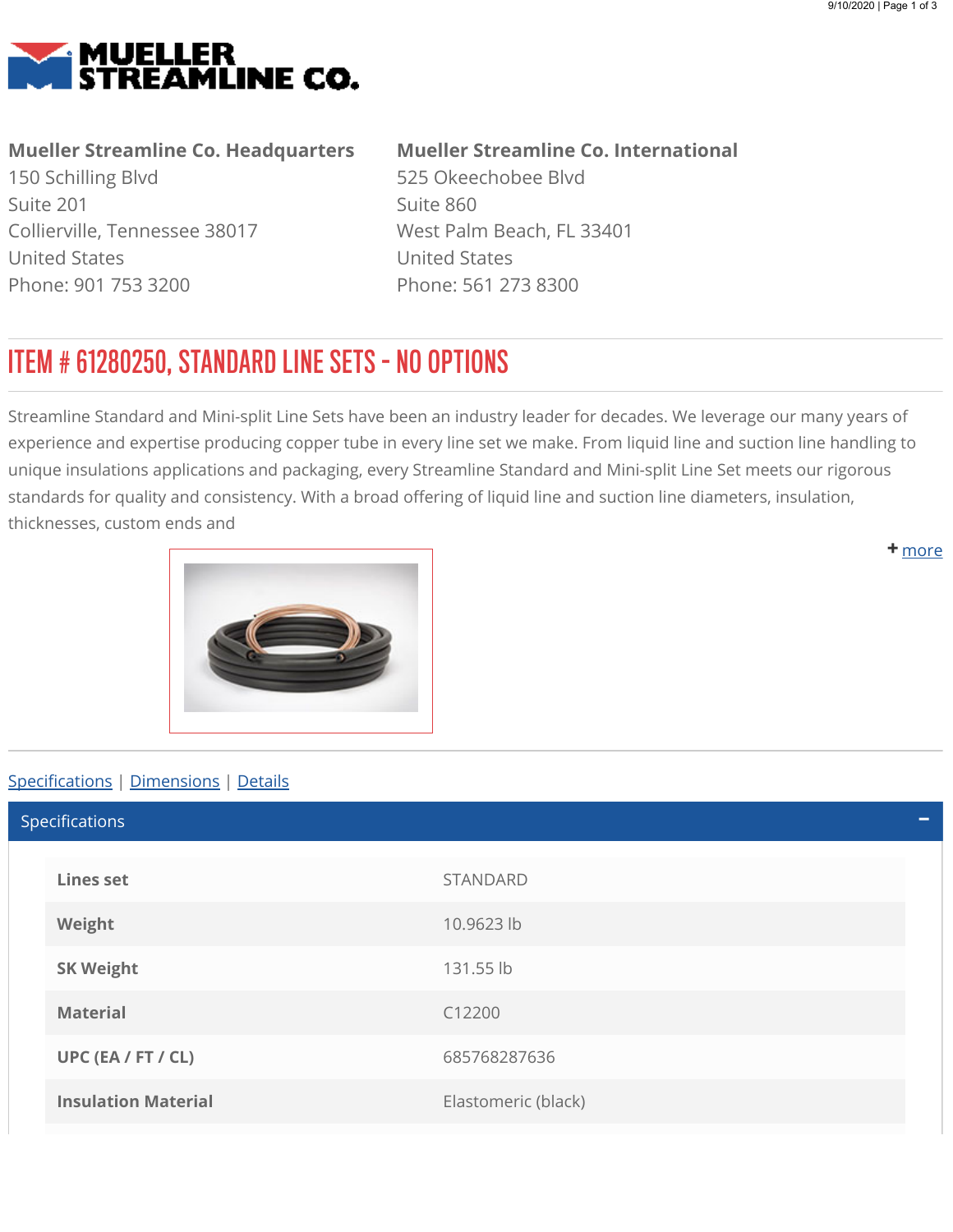MUELLER STREAMLINE CO.

**Mueller Streamline Co. Headquarters**
150 Schilling Blvd
Suite 201
Collierville, Tennessee 38017
United States
Phone: 901 753 3200

**Mueller Streamline Co. International**
525 Okeechobee Blvd
Suite 860
West Palm Beach, FL 33401
United States
Phone: 561 273 8300

# ITEM # 61280250, STANDARD LINE SETS - NO OPTIONS

Streamline Standard and Mini-split Line Sets have been an industry leader for decades. We leverage our many years of experience and expertise producing copper tube in every line set we make. From liquid line and suction line handling to unique insulations applications and packaging, every Streamline Standard and Mini-split Line Set meets our rigorous standards for quality and consistency. With a broad offering of liquid line and suction line diameters, insulation, thicknesses, custom ends and

+ more

Specifications | Dimensions | Details

## Specifications

| | |
|---|---|
| **Lines set** | STANDARD |
| **Weight** | 10.9623 lb |
| **SK Weight** | 131.55 lb |
| **Material** | C12200 |
| **UPC (EA / FT / CL)** | 685768287636 |
| **Insulation Material** | Elastomeric (black) |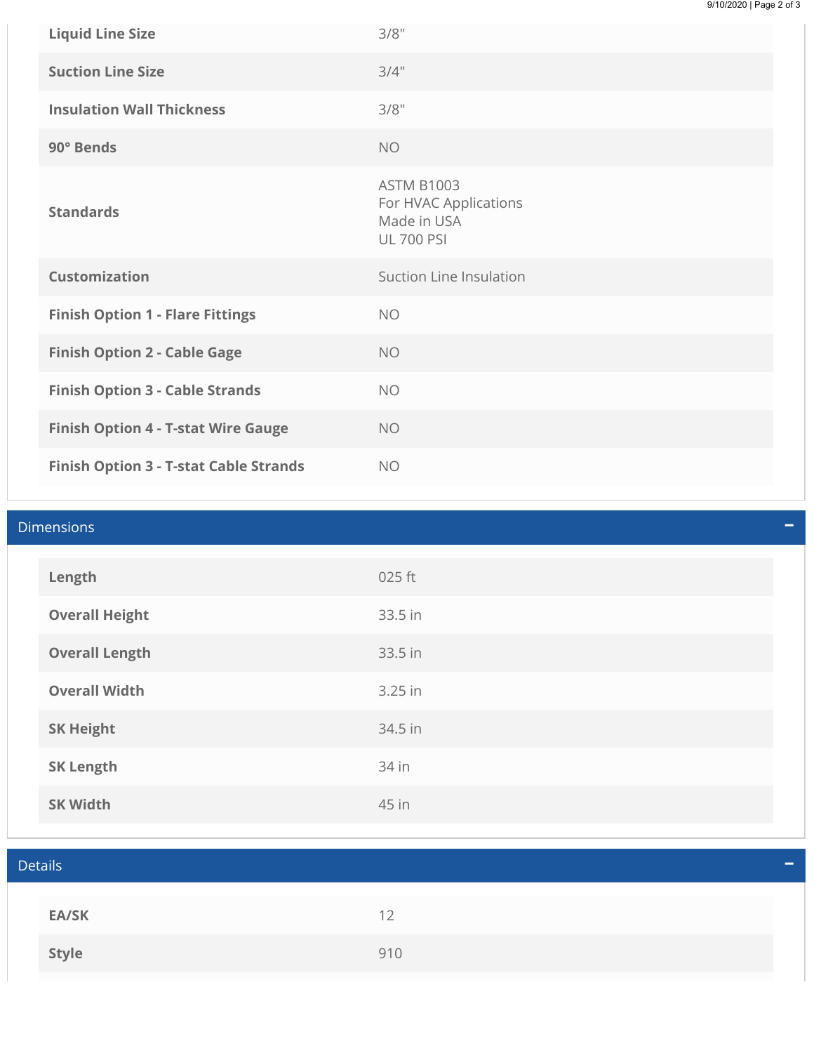| | |
|---|---|
| **Liquid Line Size** | 3/8" |
| **Suction Line Size** | 3/4" |
| **Insulation Wall Thickness** | 3/8" |
| **90° Bends** | NO |
| **Standards** | ASTM B1003<br>For HVAC Applications<br>Made in USA<br>UL 700 PSI |
| **Customization** | Suction Line Insulation |
| **Finish Option 1 - Flare Fittings** | NO |
| **Finish Option 2 - Cable Gage** | NO |
| **Finish Option 3 - Cable Strands** | NO |
| **Finish Option 4 - T-stat Wire Gauge** | NO |
| **Finish Option 3 - T-stat Cable Strands** | NO |

## Dimensions

| | |
|---|---|
| **Length** | 025 ft |
| **Overall Height** | 33.5 in |
| **Overall Length** | 33.5 in |
| **Overall Width** | 3.25 in |
| **SK Height** | 34.5 in |
| **SK Length** | 34 in |
| **SK Width** | 45 in |

## Details

| | |
|---|---|
| **EA/SK** | 12 |
| **Style** | 910 |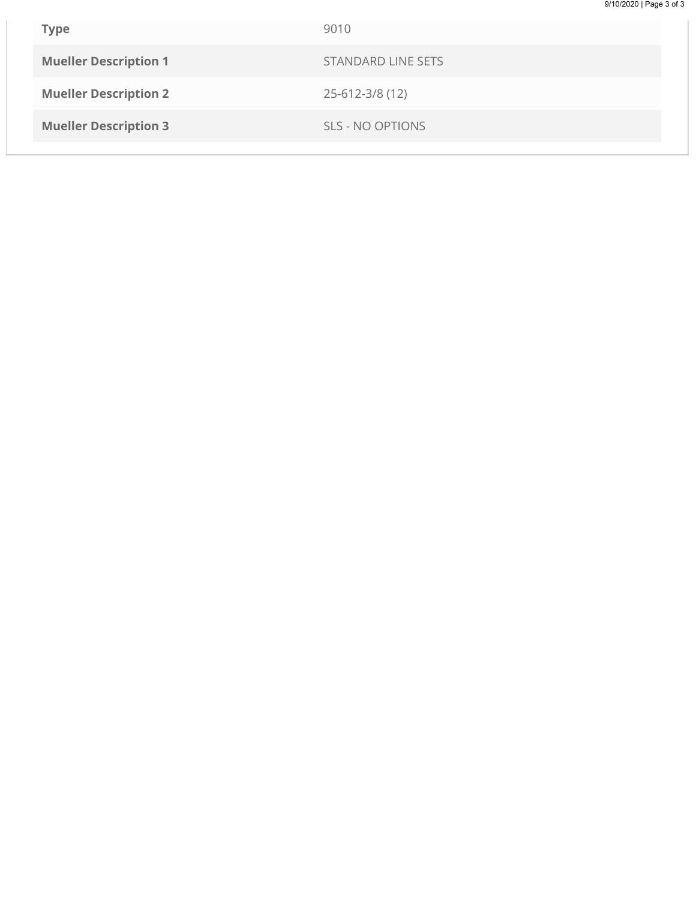| | |
|---|---|
| **Type** | 9010 |
| **Mueller Description 1** | STANDARD LINE SETS |
| **Mueller Description 2** | 25-612-3/8 (12) |
| **Mueller Description 3** | SLS - NO OPTIONS |